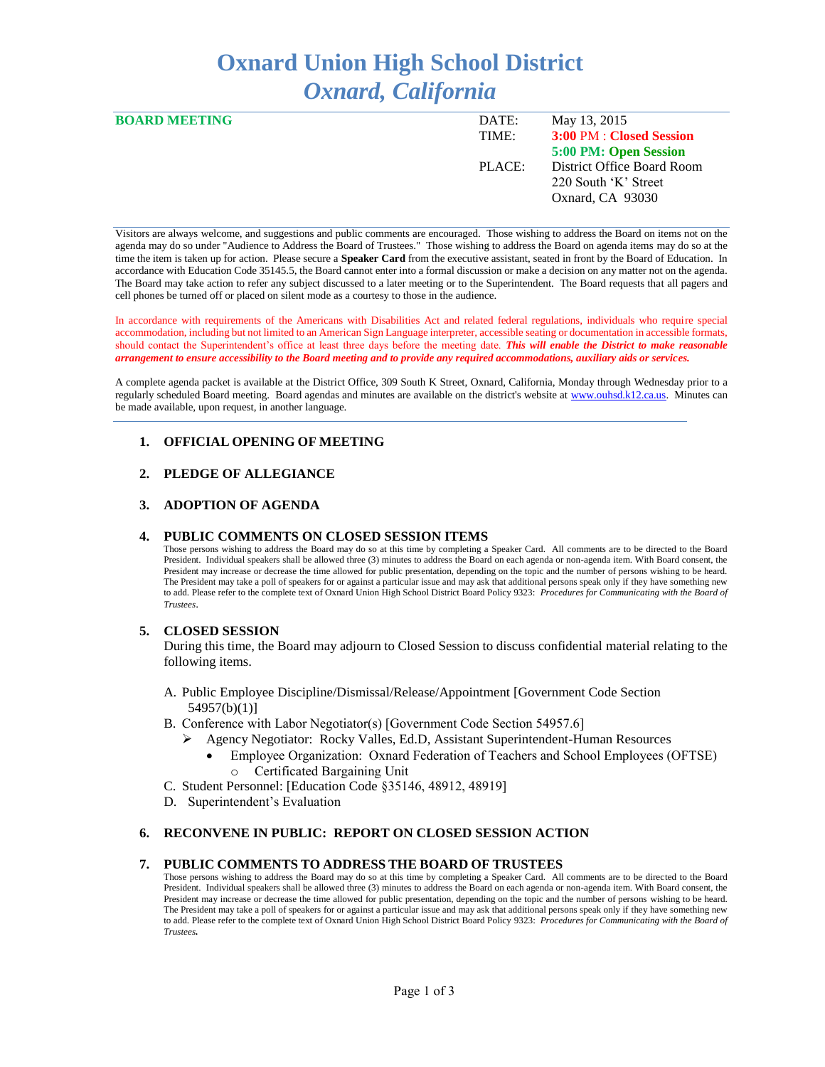# Oxnard Union High School District
## *Oxnard, California*

**BOARD MEETING**

DATE: May 13, 2015
TIME: **3:00** PM : **Closed Session**
**5:00 PM: Open Session**
PLACE: District Office Board Room
220 South 'K' Street
Oxnard, CA 93030

Visitors are always welcome, and suggestions and public comments are encouraged. Those wishing to address the Board on items not on the agenda may do so under "Audience to Address the Board of Trustees." Those wishing to address the Board on agenda items may do so at the time the item is taken up for action. Please secure a **Speaker Card** from the executive assistant, seated in front by the Board of Education. In accordance with Education Code 35145.5, the Board cannot enter into a formal discussion or make a decision on any matter not on the agenda. The Board may take action to refer any subject discussed to a later meeting or to the Superintendent. The Board requests that all pagers and cell phones be turned off or placed on silent mode as a courtesy to those in the audience.

In accordance with requirements of the Americans with Disabilities Act and related federal regulations, individuals who require special accommodation, including but not limited to an American Sign Language interpreter, accessible seating or documentation in accessible formats, should contact the Superintendent's office at least three days before the meeting date. ***This will enable the District to make reasonable arrangement to ensure accessibility to the Board meeting and to provide any required accommodations, auxiliary aids or services.***

A complete agenda packet is available at the District Office, 309 South K Street, Oxnard, California, Monday through Wednesday prior to a regularly scheduled Board meeting. Board agendas and minutes are available on the district's website at www.ouhsd.k12.ca.us. Minutes can be made available, upon request, in another language.

---

### 1. OFFICIAL OPENING OF MEETING

### 2. PLEDGE OF ALLEGIANCE

### 3. ADOPTION OF AGENDA

### 4. PUBLIC COMMENTS ON CLOSED SESSION ITEMS

Those persons wishing to address the Board may do so at this time by completing a Speaker Card. All comments are to be directed to the Board President. Individual speakers shall be allowed three (3) minutes to address the Board on each agenda or non-agenda item. With Board consent, the President may increase or decrease the time allowed for public presentation, depending on the topic and the number of persons wishing to be heard. The President may take a poll of speakers for or against a particular issue and may ask that additional persons speak only if they have something new to add. Please refer to the complete text of Oxnard Union High School District Board Policy 9323: *Procedures for Communicating with the Board of Trustees*.

### 5. CLOSED SESSION

During this time, the Board may adjourn to Closed Session to discuss confidential material relating to the following items.

A. Public Employee Discipline/Dismissal/Release/Appointment [Government Code Section 54957(b)(1)]

B. Conference with Labor Negotiator(s) [Government Code Section 54957.6]
- Agency Negotiator: Rocky Valles, Ed.D, Assistant Superintendent-Human Resources
  - Employee Organization: Oxnard Federation of Teachers and School Employees (OFTSE)
    - Certificated Bargaining Unit

C. Student Personnel: [Education Code §35146, 48912, 48919]

D. Superintendent's Evaluation

### 6. RECONVENE IN PUBLIC: REPORT ON CLOSED SESSION ACTION

### 7. PUBLIC COMMENTS TO ADDRESS THE BOARD OF TRUSTEES

Those persons wishing to address the Board may do so at this time by completing a Speaker Card. All comments are to be directed to the Board President. Individual speakers shall be allowed three (3) minutes to address the Board on each agenda or non-agenda item. With Board consent, the President may increase or decrease the time allowed for public presentation, depending on the topic and the number of persons wishing to be heard. The President may take a poll of speakers for or against a particular issue and may ask that additional persons speak only if they have something new to add. Please refer to the complete text of Oxnard Union High School District Board Policy 9323: *Procedures for Communicating with the Board of Trustees.*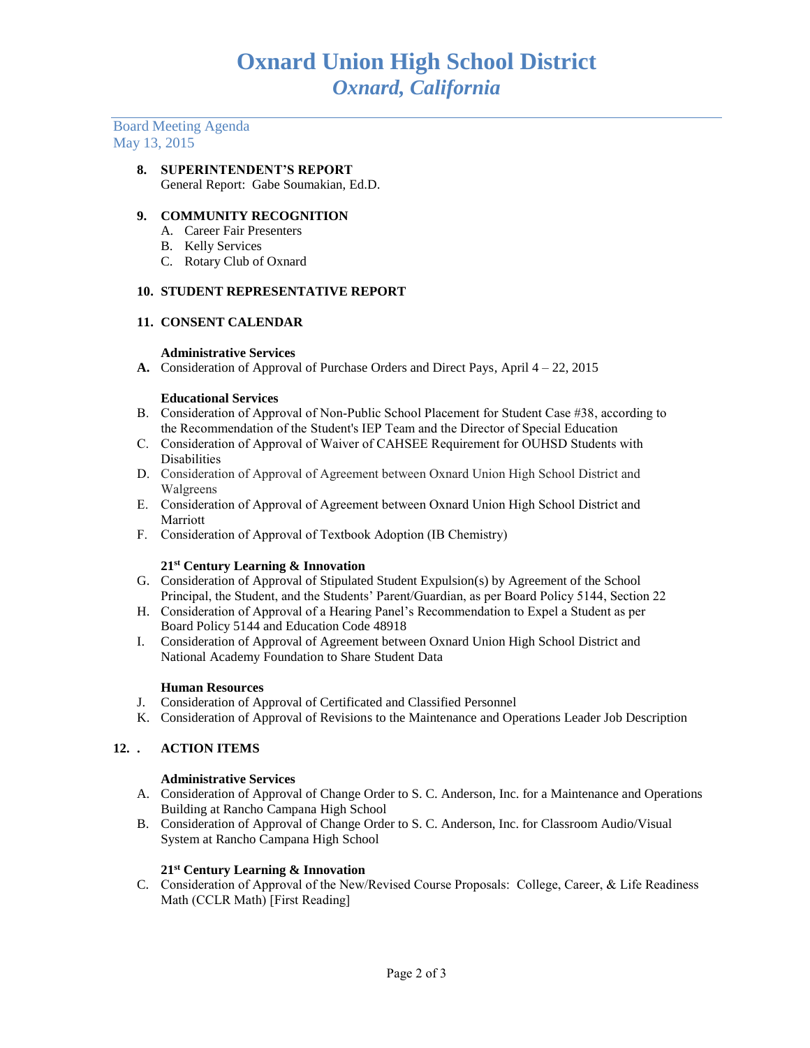# Oxnard Union High School District
## *Oxnard, California*

Board Meeting Agenda
May 13, 2015

**8. SUPERINTENDENT'S REPORT**
General Report: Gabe Soumakian, Ed.D.

**9. COMMUNITY RECOGNITION**
A. Career Fair Presenters
B. Kelly Services
C. Rotary Club of Oxnard

**10. STUDENT REPRESENTATIVE REPORT**

**11. CONSENT CALENDAR**

**Administrative Services**

**A.** Consideration of Approval of Purchase Orders and Direct Pays, April 4 – 22, 2015

**Educational Services**

B. Consideration of Approval of Non-Public School Placement for Student Case #38, according to the Recommendation of the Student's IEP Team and the Director of Special Education
C. Consideration of Approval of Waiver of CAHSEE Requirement for OUHSD Students with Disabilities
D. Consideration of Approval of Agreement between Oxnard Union High School District and Walgreens
E. Consideration of Approval of Agreement between Oxnard Union High School District and Marriott
F. Consideration of Approval of Textbook Adoption (IB Chemistry)

**21st Century Learning & Innovation**

G. Consideration of Approval of Stipulated Student Expulsion(s) by Agreement of the School Principal, the Student, and the Students' Parent/Guardian, as per Board Policy 5144, Section 22
H. Consideration of Approval of a Hearing Panel's Recommendation to Expel a Student as per Board Policy 5144 and Education Code 48918
I. Consideration of Approval of Agreement between Oxnard Union High School District and National Academy Foundation to Share Student Data

**Human Resources**

J. Consideration of Approval of Certificated and Classified Personnel
K. Consideration of Approval of Revisions to the Maintenance and Operations Leader Job Description

**12. . ACTION ITEMS**

**Administrative Services**

A. Consideration of Approval of Change Order to S. C. Anderson, Inc. for a Maintenance and Operations Building at Rancho Campana High School
B. Consideration of Approval of Change Order to S. C. Anderson, Inc. for Classroom Audio/Visual System at Rancho Campana High School

**21st Century Learning & Innovation**

C. Consideration of Approval of the New/Revised Course Proposals: College, Career, & Life Readiness Math (CCLR Math) [First Reading]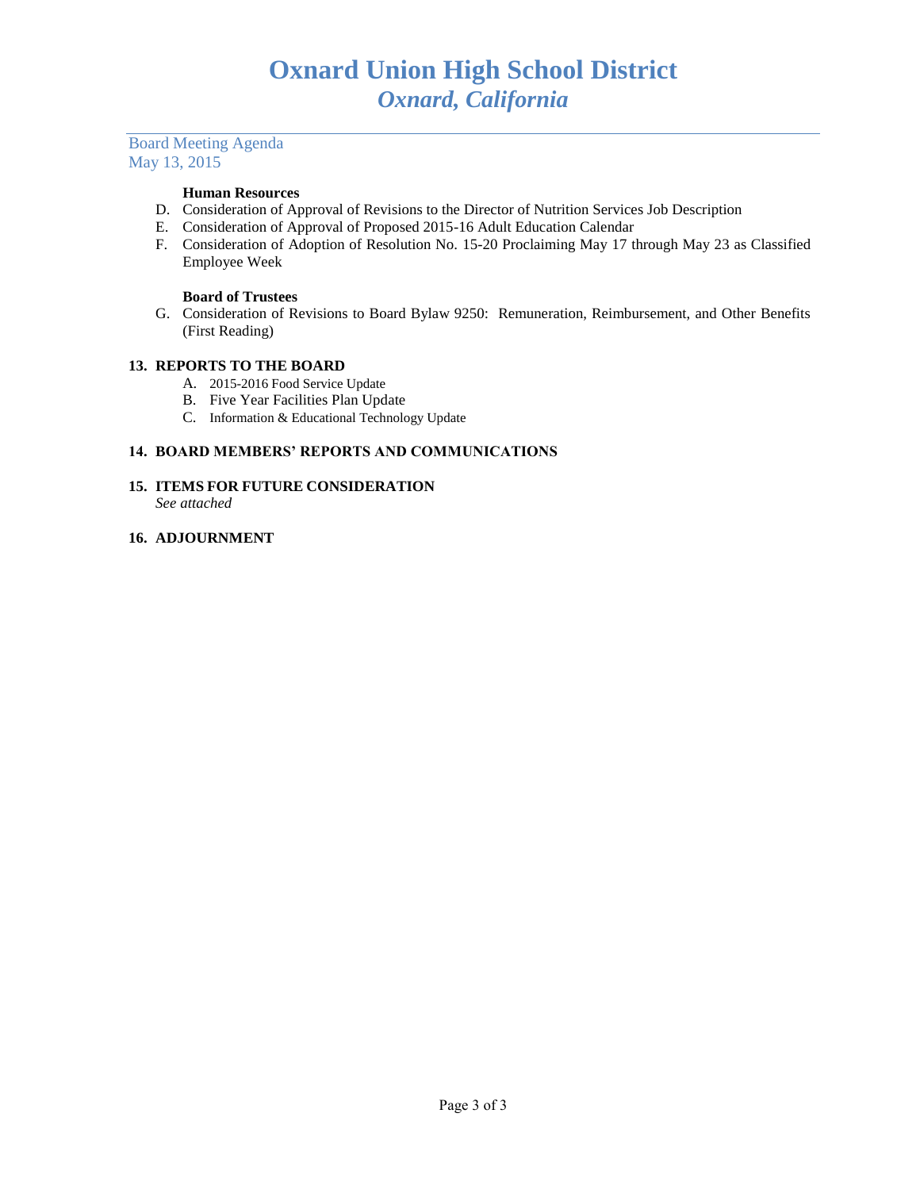# Oxnard Union High School District
## *Oxnard, California*

Board Meeting Agenda
May 13, 2015

**Human Resources**

D. Consideration of Approval of Revisions to the Director of Nutrition Services Job Description
E. Consideration of Approval of Proposed 2015-16 Adult Education Calendar
F. Consideration of Adoption of Resolution No. 15-20 Proclaiming May 17 through May 23 as Classified Employee Week

**Board of Trustees**

G. Consideration of Revisions to Board Bylaw 9250: Remuneration, Reimbursement, and Other Benefits (First Reading)

**13. REPORTS TO THE BOARD**

A. 2015-2016 Food Service Update
B. Five Year Facilities Plan Update
C. Information & Educational Technology Update

**14. BOARD MEMBERS' REPORTS AND COMMUNICATIONS**

**15. ITEMS FOR FUTURE CONSIDERATION**
*See attached*

**16. ADJOURNMENT**